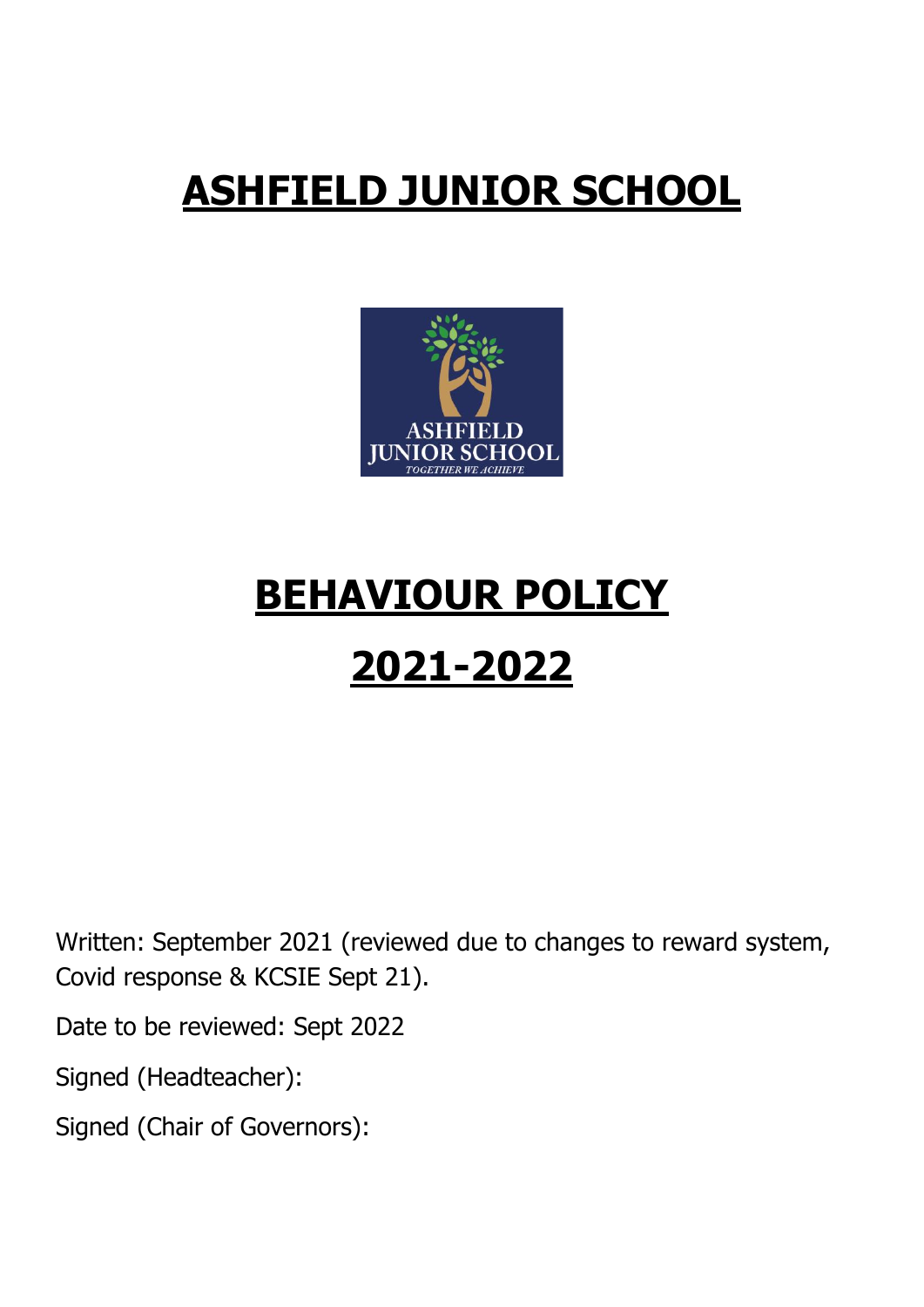# ASHFIELD JUNIOR SCHOOL

# BEHAVIOUR POLICY

# 2021-2022

Written: September 2021 (reviewed due to changes to reward system, Covid response & KCSIE Sept 21).

Date to be reviewed: Sept 2022

Signed (Headteacher):

Signed (Chair of Governors):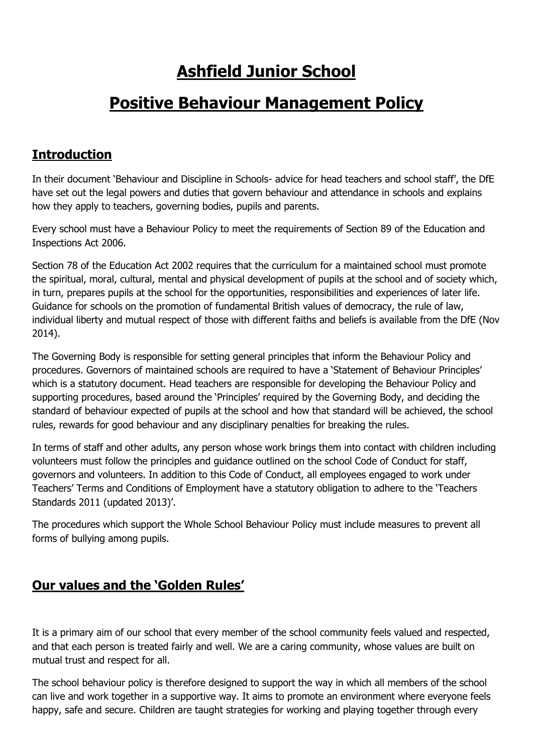# Ashfield Junior School

# Positive Behaviour Management Policy

## Introduction

In their document 'Behaviour and Discipline in Schools- advice for head teachers and school staff', the DfE have set out the legal powers and duties that govern behaviour and attendance in schools and explains how they apply to teachers, governing bodies, pupils and parents.

Every school must have a Behaviour Policy to meet the requirements of Section 89 of the Education and Inspections Act 2006.

Section 78 of the Education Act 2002 requires that the curriculum for a maintained school must promote the spiritual, moral, cultural, mental and physical development of pupils at the school and of society which, in turn, prepares pupils at the school for the opportunities, responsibilities and experiences of later life. Guidance for schools on the promotion of fundamental British values of democracy, the rule of law, individual liberty and mutual respect of those with different faiths and beliefs is available from the DfE (Nov 2014).

The Governing Body is responsible for setting general principles that inform the Behaviour Policy and procedures. Governors of maintained schools are required to have a 'Statement of Behaviour Principles' which is a statutory document. Head teachers are responsible for developing the Behaviour Policy and supporting procedures, based around the 'Principles' required by the Governing Body, and deciding the standard of behaviour expected of pupils at the school and how that standard will be achieved, the school rules, rewards for good behaviour and any disciplinary penalties for breaking the rules.

In terms of staff and other adults, any person whose work brings them into contact with children including volunteers must follow the principles and guidance outlined on the school Code of Conduct for staff, governors and volunteers. In addition to this Code of Conduct, all employees engaged to work under Teachers' Terms and Conditions of Employment have a statutory obligation to adhere to the 'Teachers Standards 2011 (updated 2013)'.

The procedures which support the Whole School Behaviour Policy must include measures to prevent all forms of bullying among pupils.

## Our values and the 'Golden Rules'

It is a primary aim of our school that every member of the school community feels valued and respected, and that each person is treated fairly and well. We are a caring community, whose values are built on mutual trust and respect for all.

The school behaviour policy is therefore designed to support the way in which all members of the school can live and work together in a supportive way. It aims to promote an environment where everyone feels happy, safe and secure. Children are taught strategies for working and playing together through every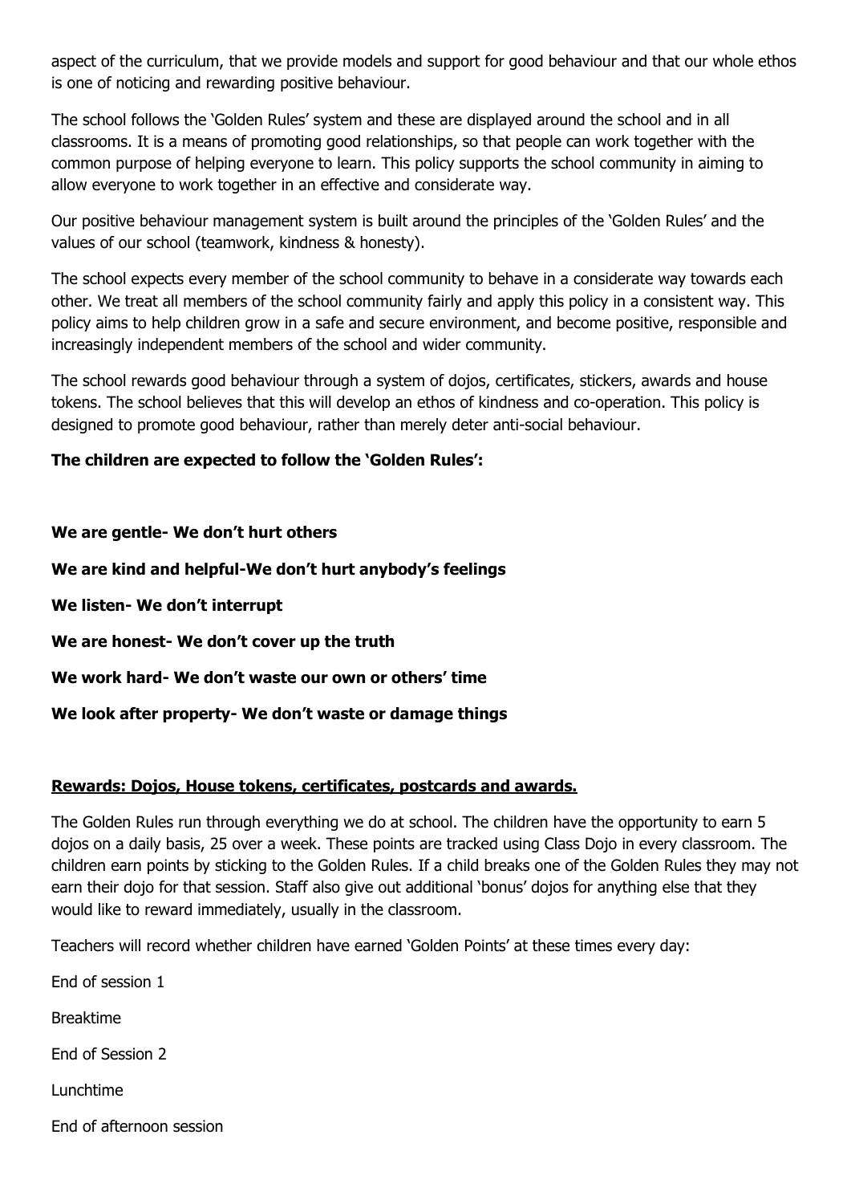aspect of the curriculum, that we provide models and support for good behaviour and that our whole ethos is one of noticing and rewarding positive behaviour.

The school follows the 'Golden Rules' system and these are displayed around the school and in all classrooms. It is a means of promoting good relationships, so that people can work together with the common purpose of helping everyone to learn. This policy supports the school community in aiming to allow everyone to work together in an effective and considerate way.

Our positive behaviour management system is built around the principles of the 'Golden Rules' and the values of our school (teamwork, kindness & honesty).

The school expects every member of the school community to behave in a considerate way towards each other. We treat all members of the school community fairly and apply this policy in a consistent way. This policy aims to help children grow in a safe and secure environment, and become positive, responsible and increasingly independent members of the school and wider community.

The school rewards good behaviour through a system of dojos, certificates, stickers, awards and house tokens. The school believes that this will develop an ethos of kindness and co-operation. This policy is designed to promote good behaviour, rather than merely deter anti-social behaviour.

**The children are expected to follow the 'Golden Rules':**

**We are gentle- We don't hurt others**

**We are kind and helpful-We don't hurt anybody's feelings**

**We listen- We don't interrupt**

**We are honest- We don't cover up the truth**

**We work hard- We don't waste our own or others' time**

**We look after property- We don't waste or damage things**

**Rewards: Dojos, House tokens, certificates, postcards and awards.**

The Golden Rules run through everything we do at school. The children have the opportunity to earn 5 dojos on a daily basis, 25 over a week. These points are tracked using Class Dojo in every classroom. The children earn points by sticking to the Golden Rules. If a child breaks one of the Golden Rules they may not earn their dojo for that session. Staff also give out additional 'bonus' dojos for anything else that they would like to reward immediately, usually in the classroom.

Teachers will record whether children have earned 'Golden Points' at these times every day:

End of session 1

Breaktime

End of Session 2

Lunchtime

End of afternoon session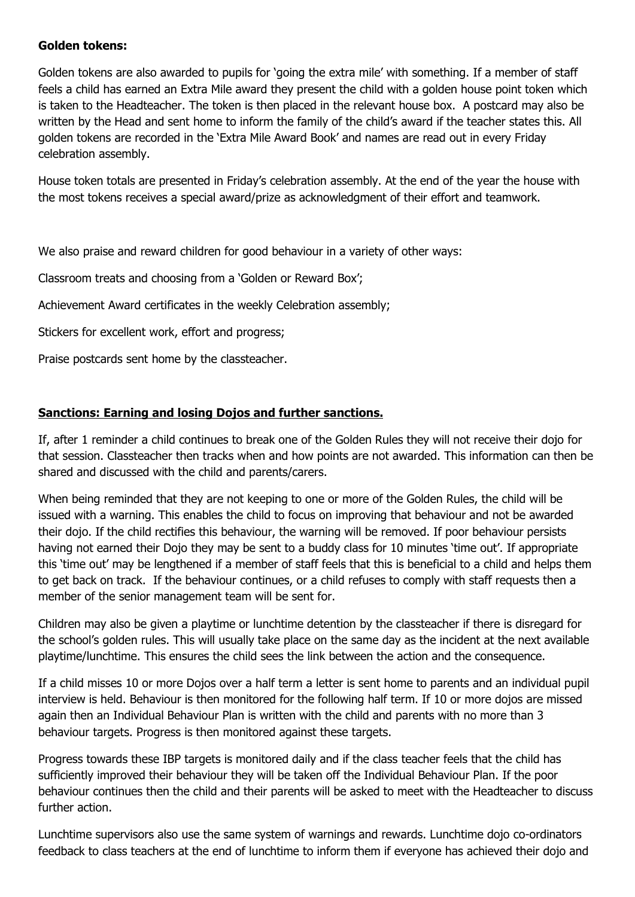**Golden tokens:**

Golden tokens are also awarded to pupils for 'going the extra mile' with something. If a member of staff feels a child has earned an Extra Mile award they present the child with a golden house point token which is taken to the Headteacher. The token is then placed in the relevant house box. A postcard may also be written by the Head and sent home to inform the family of the child's award if the teacher states this. All golden tokens are recorded in the 'Extra Mile Award Book' and names are read out in every Friday celebration assembly.

House token totals are presented in Friday's celebration assembly. At the end of the year the house with the most tokens receives a special award/prize as acknowledgment of their effort and teamwork.

We also praise and reward children for good behaviour in a variety of other ways:

Classroom treats and choosing from a 'Golden or Reward Box';

Achievement Award certificates in the weekly Celebration assembly;

Stickers for excellent work, effort and progress;

Praise postcards sent home by the classteacher.

**Sanctions: Earning and losing Dojos and further sanctions.**

If, after 1 reminder a child continues to break one of the Golden Rules they will not receive their dojo for that session. Classteacher then tracks when and how points are not awarded. This information can then be shared and discussed with the child and parents/carers.

When being reminded that they are not keeping to one or more of the Golden Rules, the child will be issued with a warning. This enables the child to focus on improving that behaviour and not be awarded their dojo. If the child rectifies this behaviour, the warning will be removed. If poor behaviour persists having not earned their Dojo they may be sent to a buddy class for 10 minutes 'time out'. If appropriate this 'time out' may be lengthened if a member of staff feels that this is beneficial to a child and helps them to get back on track. If the behaviour continues, or a child refuses to comply with staff requests then a member of the senior management team will be sent for.

Children may also be given a playtime or lunchtime detention by the classteacher if there is disregard for the school's golden rules. This will usually take place on the same day as the incident at the next available playtime/lunchtime. This ensures the child sees the link between the action and the consequence.

If a child misses 10 or more Dojos over a half term a letter is sent home to parents and an individual pupil interview is held. Behaviour is then monitored for the following half term. If 10 or more dojos are missed again then an Individual Behaviour Plan is written with the child and parents with no more than 3 behaviour targets. Progress is then monitored against these targets.

Progress towards these IBP targets is monitored daily and if the class teacher feels that the child has sufficiently improved their behaviour they will be taken off the Individual Behaviour Plan. If the poor behaviour continues then the child and their parents will be asked to meet with the Headteacher to discuss further action.

Lunchtime supervisors also use the same system of warnings and rewards. Lunchtime dojo co-ordinators feedback to class teachers at the end of lunchtime to inform them if everyone has achieved their dojo and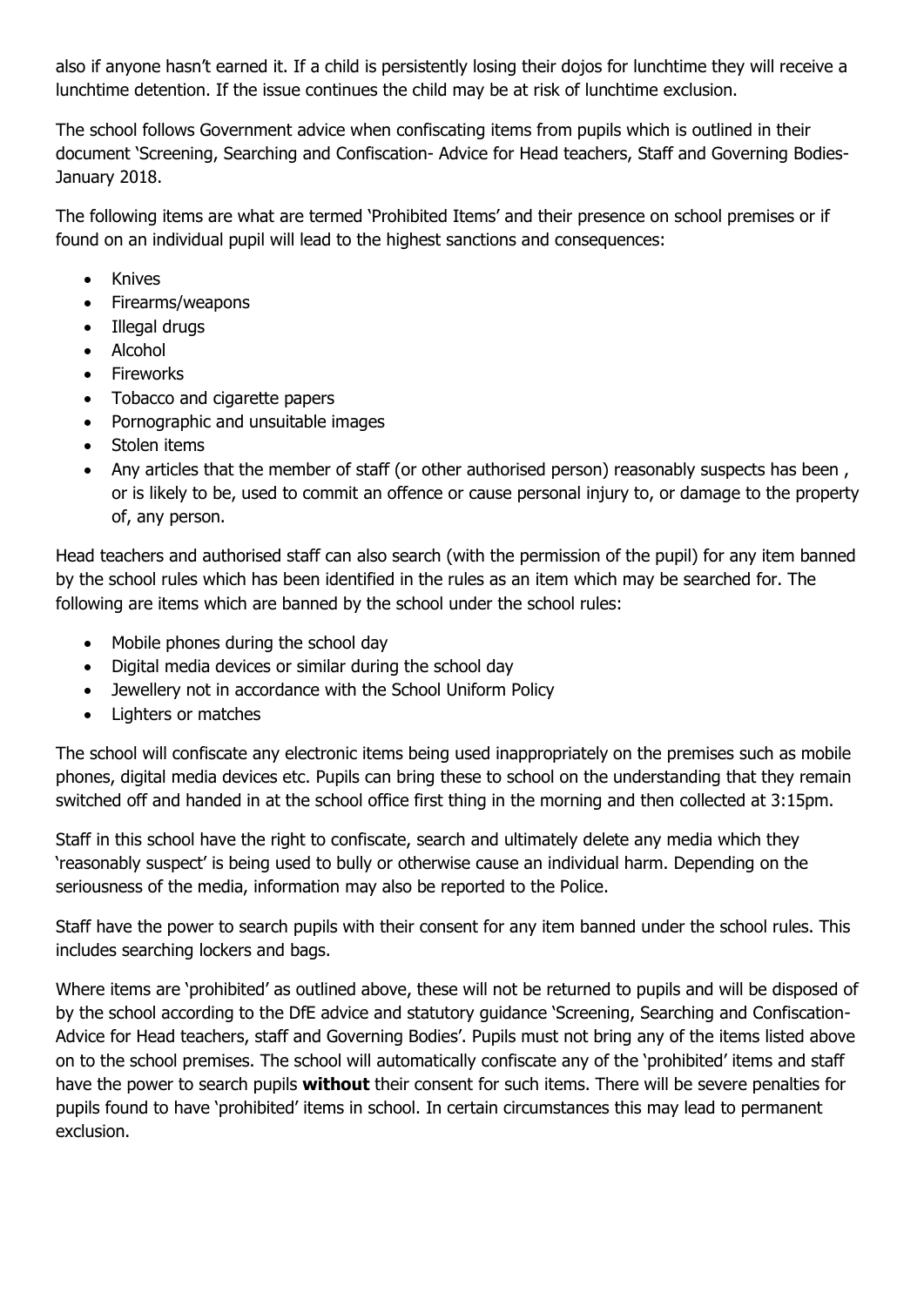also if anyone hasn't earned it. If a child is persistently losing their dojos for lunchtime they will receive a lunchtime detention. If the issue continues the child may be at risk of lunchtime exclusion.

The school follows Government advice when confiscating items from pupils which is outlined in their document 'Screening, Searching and Confiscation- Advice for Head teachers, Staff and Governing Bodies-January 2018.

The following items are what are termed 'Prohibited Items' and their presence on school premises or if found on an individual pupil will lead to the highest sanctions and consequences:

- Knives
- Firearms/weapons
- Illegal drugs
- Alcohol
- Fireworks
- Tobacco and cigarette papers
- Pornographic and unsuitable images
- Stolen items
- Any articles that the member of staff (or other authorised person) reasonably suspects has been , or is likely to be, used to commit an offence or cause personal injury to, or damage to the property of, any person.

Head teachers and authorised staff can also search (with the permission of the pupil) for any item banned by the school rules which has been identified in the rules as an item which may be searched for. The following are items which are banned by the school under the school rules:

- Mobile phones during the school day
- Digital media devices or similar during the school day
- Jewellery not in accordance with the School Uniform Policy
- Lighters or matches

The school will confiscate any electronic items being used inappropriately on the premises such as mobile phones, digital media devices etc. Pupils can bring these to school on the understanding that they remain switched off and handed in at the school office first thing in the morning and then collected at 3:15pm.

Staff in this school have the right to confiscate, search and ultimately delete any media which they 'reasonably suspect' is being used to bully or otherwise cause an individual harm. Depending on the seriousness of the media, information may also be reported to the Police.

Staff have the power to search pupils with their consent for any item banned under the school rules. This includes searching lockers and bags.

Where items are 'prohibited' as outlined above, these will not be returned to pupils and will be disposed of by the school according to the DfE advice and statutory guidance 'Screening, Searching and Confiscation- Advice for Head teachers, staff and Governing Bodies'. Pupils must not bring any of the items listed above on to the school premises. The school will automatically confiscate any of the 'prohibited' items and staff have the power to search pupils **without** their consent for such items. There will be severe penalties for pupils found to have 'prohibited' items in school. In certain circumstances this may lead to permanent exclusion.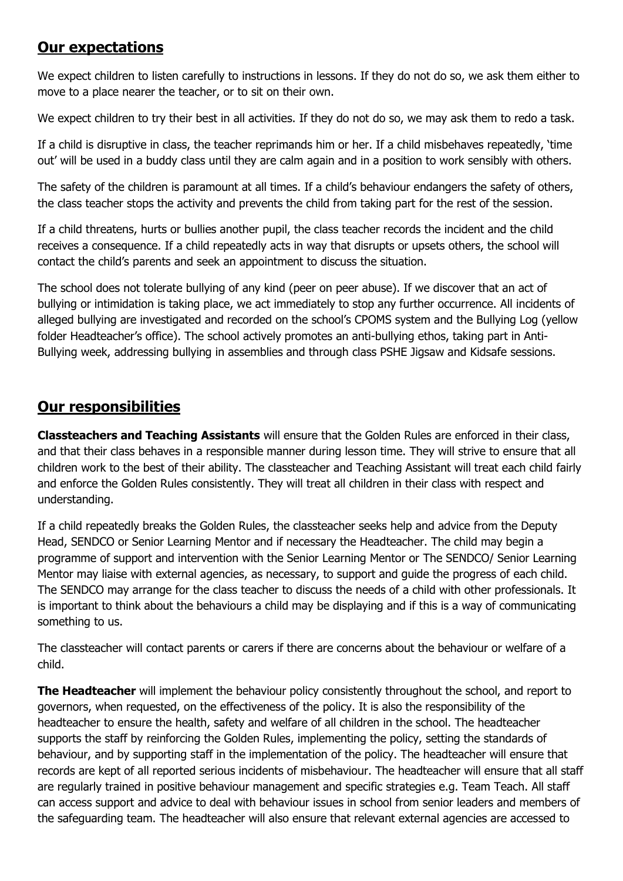## Our expectations

We expect children to listen carefully to instructions in lessons. If they do not do so, we ask them either to move to a place nearer the teacher, or to sit on their own.

We expect children to try their best in all activities. If they do not do so, we may ask them to redo a task.

If a child is disruptive in class, the teacher reprimands him or her. If a child misbehaves repeatedly, 'time out' will be used in a buddy class until they are calm again and in a position to work sensibly with others.

The safety of the children is paramount at all times. If a child's behaviour endangers the safety of others, the class teacher stops the activity and prevents the child from taking part for the rest of the session.

If a child threatens, hurts or bullies another pupil, the class teacher records the incident and the child receives a consequence. If a child repeatedly acts in way that disrupts or upsets others, the school will contact the child's parents and seek an appointment to discuss the situation.

The school does not tolerate bullying of any kind (peer on peer abuse). If we discover that an act of bullying or intimidation is taking place, we act immediately to stop any further occurrence. All incidents of alleged bullying are investigated and recorded on the school's CPOMS system and the Bullying Log (yellow folder Headteacher's office). The school actively promotes an anti-bullying ethos, taking part in Anti-Bullying week, addressing bullying in assemblies and through class PSHE Jigsaw and Kidsafe sessions.

## Our responsibilities

**Classteachers and Teaching Assistants** will ensure that the Golden Rules are enforced in their class, and that their class behaves in a responsible manner during lesson time. They will strive to ensure that all children work to the best of their ability. The classteacher and Teaching Assistant will treat each child fairly and enforce the Golden Rules consistently. They will treat all children in their class with respect and understanding.

If a child repeatedly breaks the Golden Rules, the classteacher seeks help and advice from the Deputy Head, SENDCO or Senior Learning Mentor and if necessary the Headteacher. The child may begin a programme of support and intervention with the Senior Learning Mentor or The SENDCO/ Senior Learning Mentor may liaise with external agencies, as necessary, to support and guide the progress of each child. The SENDCO may arrange for the class teacher to discuss the needs of a child with other professionals. It is important to think about the behaviours a child may be displaying and if this is a way of communicating something to us.

The classteacher will contact parents or carers if there are concerns about the behaviour or welfare of a child.

**The Headteacher** will implement the behaviour policy consistently throughout the school, and report to governors, when requested, on the effectiveness of the policy. It is also the responsibility of the headteacher to ensure the health, safety and welfare of all children in the school. The headteacher supports the staff by reinforcing the Golden Rules, implementing the policy, setting the standards of behaviour, and by supporting staff in the implementation of the policy. The headteacher will ensure that records are kept of all reported serious incidents of misbehaviour. The headteacher will ensure that all staff are regularly trained in positive behaviour management and specific strategies e.g. Team Teach. All staff can access support and advice to deal with behaviour issues in school from senior leaders and members of the safeguarding team. The headteacher will also ensure that relevant external agencies are accessed to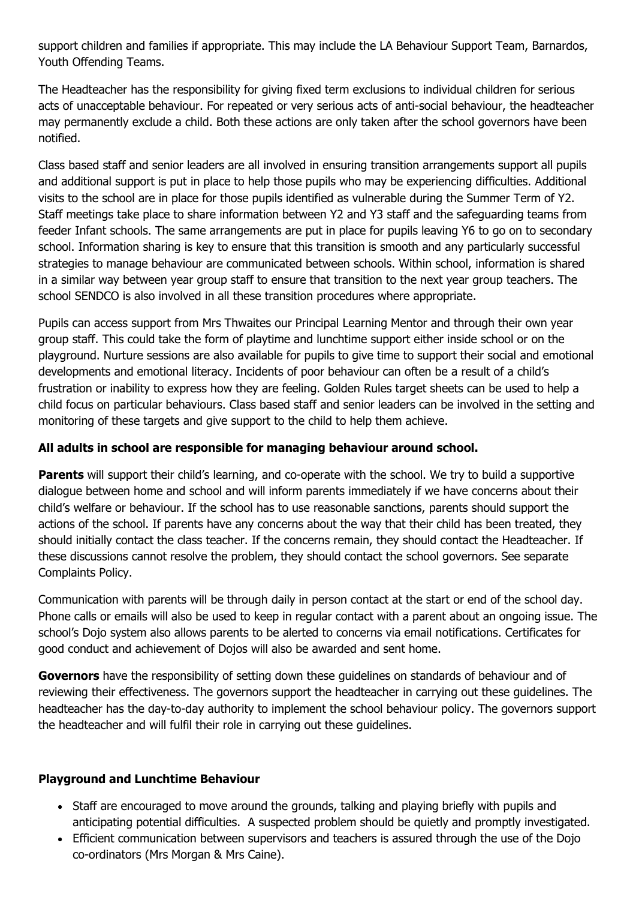support children and families if appropriate. This may include the LA Behaviour Support Team, Barnardos, Youth Offending Teams.

The Headteacher has the responsibility for giving fixed term exclusions to individual children for serious acts of unacceptable behaviour. For repeated or very serious acts of anti-social behaviour, the headteacher may permanently exclude a child. Both these actions are only taken after the school governors have been notified.

Class based staff and senior leaders are all involved in ensuring transition arrangements support all pupils and additional support is put in place to help those pupils who may be experiencing difficulties. Additional visits to the school are in place for those pupils identified as vulnerable during the Summer Term of Y2. Staff meetings take place to share information between Y2 and Y3 staff and the safeguarding teams from feeder Infant schools. The same arrangements are put in place for pupils leaving Y6 to go on to secondary school. Information sharing is key to ensure that this transition is smooth and any particularly successful strategies to manage behaviour are communicated between schools. Within school, information is shared in a similar way between year group staff to ensure that transition to the next year group teachers. The school SENDCO is also involved in all these transition procedures where appropriate.

Pupils can access support from Mrs Thwaites our Principal Learning Mentor and through their own year group staff. This could take the form of playtime and lunchtime support either inside school or on the playground. Nurture sessions are also available for pupils to give time to support their social and emotional developments and emotional literacy. Incidents of poor behaviour can often be a result of a child's frustration or inability to express how they are feeling. Golden Rules target sheets can be used to help a child focus on particular behaviours. Class based staff and senior leaders can be involved in the setting and monitoring of these targets and give support to the child to help them achieve.

**All adults in school are responsible for managing behaviour around school.**

**Parents** will support their child's learning, and co-operate with the school. We try to build a supportive dialogue between home and school and will inform parents immediately if we have concerns about their child's welfare or behaviour. If the school has to use reasonable sanctions, parents should support the actions of the school. If parents have any concerns about the way that their child has been treated, they should initially contact the class teacher. If the concerns remain, they should contact the Headteacher. If these discussions cannot resolve the problem, they should contact the school governors. See separate Complaints Policy.

Communication with parents will be through daily in person contact at the start or end of the school day. Phone calls or emails will also be used to keep in regular contact with a parent about an ongoing issue. The school's Dojo system also allows parents to be alerted to concerns via email notifications. Certificates for good conduct and achievement of Dojos will also be awarded and sent home.

**Governors** have the responsibility of setting down these guidelines on standards of behaviour and of reviewing their effectiveness. The governors support the headteacher in carrying out these guidelines. The headteacher has the day-to-day authority to implement the school behaviour policy. The governors support the headteacher and will fulfil their role in carrying out these guidelines.

**Playground and Lunchtime Behaviour**

- Staff are encouraged to move around the grounds, talking and playing briefly with pupils and anticipating potential difficulties. A suspected problem should be quietly and promptly investigated.
- Efficient communication between supervisors and teachers is assured through the use of the Dojo co-ordinators (Mrs Morgan & Mrs Caine).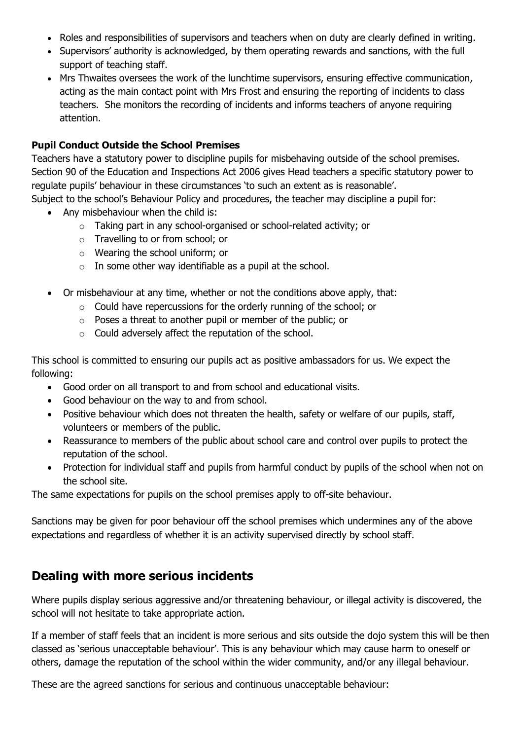- Roles and responsibilities of supervisors and teachers when on duty are clearly defined in writing.
- Supervisors' authority is acknowledged, by them operating rewards and sanctions, with the full support of teaching staff.
- Mrs Thwaites oversees the work of the lunchtime supervisors, ensuring effective communication, acting as the main contact point with Mrs Frost and ensuring the reporting of incidents to class teachers. She monitors the recording of incidents and informs teachers of anyone requiring attention.

**Pupil Conduct Outside the School Premises**

Teachers have a statutory power to discipline pupils for misbehaving outside of the school premises. Section 90 of the Education and Inspections Act 2006 gives Head teachers a specific statutory power to regulate pupils' behaviour in these circumstances 'to such an extent as is reasonable'.
Subject to the school's Behaviour Policy and procedures, the teacher may discipline a pupil for:

- Any misbehaviour when the child is:
  - Taking part in any school-organised or school-related activity; or
  - Travelling to or from school; or
  - Wearing the school uniform; or
  - In some other way identifiable as a pupil at the school.
- Or misbehaviour at any time, whether or not the conditions above apply, that:
  - Could have repercussions for the orderly running of the school; or
  - Poses a threat to another pupil or member of the public; or
  - Could adversely affect the reputation of the school.

This school is committed to ensuring our pupils act as positive ambassadors for us. We expect the following:

- Good order on all transport to and from school and educational visits.
- Good behaviour on the way to and from school.
- Positive behaviour which does not threaten the health, safety or welfare of our pupils, staff, volunteers or members of the public.
- Reassurance to members of the public about school care and control over pupils to protect the reputation of the school.
- Protection for individual staff and pupils from harmful conduct by pupils of the school when not on the school site.

The same expectations for pupils on the school premises apply to off-site behaviour.

Sanctions may be given for poor behaviour off the school premises which undermines any of the above expectations and regardless of whether it is an activity supervised directly by school staff.

## Dealing with more serious incidents

Where pupils display serious aggressive and/or threatening behaviour, or illegal activity is discovered, the school will not hesitate to take appropriate action.

If a member of staff feels that an incident is more serious and sits outside the dojo system this will be then classed as 'serious unacceptable behaviour'. This is any behaviour which may cause harm to oneself or others, damage the reputation of the school within the wider community, and/or any illegal behaviour.

These are the agreed sanctions for serious and continuous unacceptable behaviour: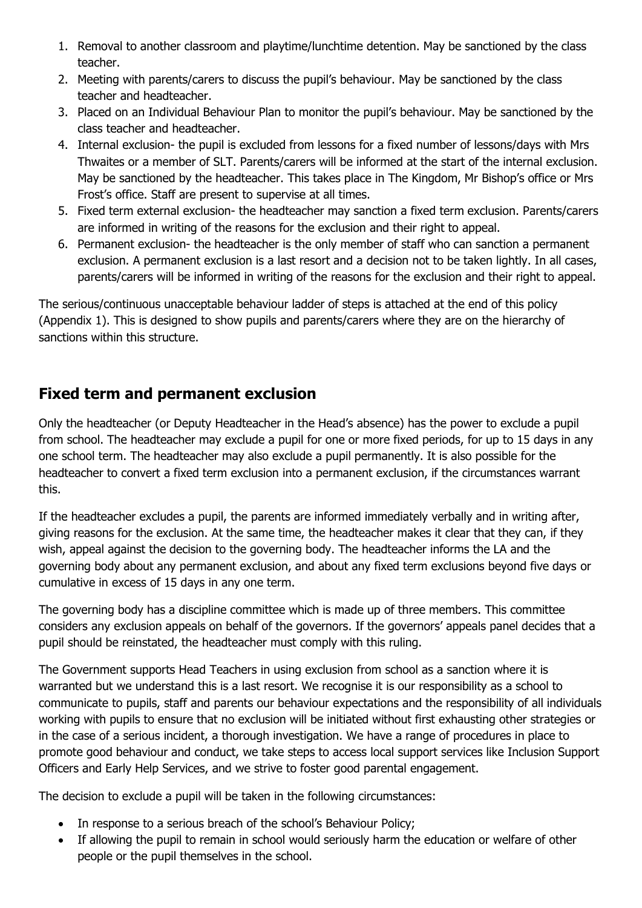1. Removal to another classroom and playtime/lunchtime detention. May be sanctioned by the class teacher.
2. Meeting with parents/carers to discuss the pupil's behaviour. May be sanctioned by the class teacher and headteacher.
3. Placed on an Individual Behaviour Plan to monitor the pupil's behaviour. May be sanctioned by the class teacher and headteacher.
4. Internal exclusion- the pupil is excluded from lessons for a fixed number of lessons/days with Mrs Thwaites or a member of SLT. Parents/carers will be informed at the start of the internal exclusion. May be sanctioned by the headteacher. This takes place in The Kingdom, Mr Bishop's office or Mrs Frost's office. Staff are present to supervise at all times.
5. Fixed term external exclusion- the headteacher may sanction a fixed term exclusion. Parents/carers are informed in writing of the reasons for the exclusion and their right to appeal.
6. Permanent exclusion- the headteacher is the only member of staff who can sanction a permanent exclusion. A permanent exclusion is a last resort and a decision not to be taken lightly. In all cases, parents/carers will be informed in writing of the reasons for the exclusion and their right to appeal.

The serious/continuous unacceptable behaviour ladder of steps is attached at the end of this policy (Appendix 1). This is designed to show pupils and parents/carers where they are on the hierarchy of sanctions within this structure.

## Fixed term and permanent exclusion

Only the headteacher (or Deputy Headteacher in the Head's absence) has the power to exclude a pupil from school. The headteacher may exclude a pupil for one or more fixed periods, for up to 15 days in any one school term. The headteacher may also exclude a pupil permanently. It is also possible for the headteacher to convert a fixed term exclusion into a permanent exclusion, if the circumstances warrant this.

If the headteacher excludes a pupil, the parents are informed immediately verbally and in writing after, giving reasons for the exclusion. At the same time, the headteacher makes it clear that they can, if they wish, appeal against the decision to the governing body. The headteacher informs the LA and the governing body about any permanent exclusion, and about any fixed term exclusions beyond five days or cumulative in excess of 15 days in any one term.

The governing body has a discipline committee which is made up of three members. This committee considers any exclusion appeals on behalf of the governors. If the governors' appeals panel decides that a pupil should be reinstated, the headteacher must comply with this ruling.

The Government supports Head Teachers in using exclusion from school as a sanction where it is warranted but we understand this is a last resort. We recognise it is our responsibility as a school to communicate to pupils, staff and parents our behaviour expectations and the responsibility of all individuals working with pupils to ensure that no exclusion will be initiated without first exhausting other strategies or in the case of a serious incident, a thorough investigation. We have a range of procedures in place to promote good behaviour and conduct, we take steps to access local support services like Inclusion Support Officers and Early Help Services, and we strive to foster good parental engagement.

The decision to exclude a pupil will be taken in the following circumstances:

- In response to a serious breach of the school's Behaviour Policy;
- If allowing the pupil to remain in school would seriously harm the education or welfare of other people or the pupil themselves in the school.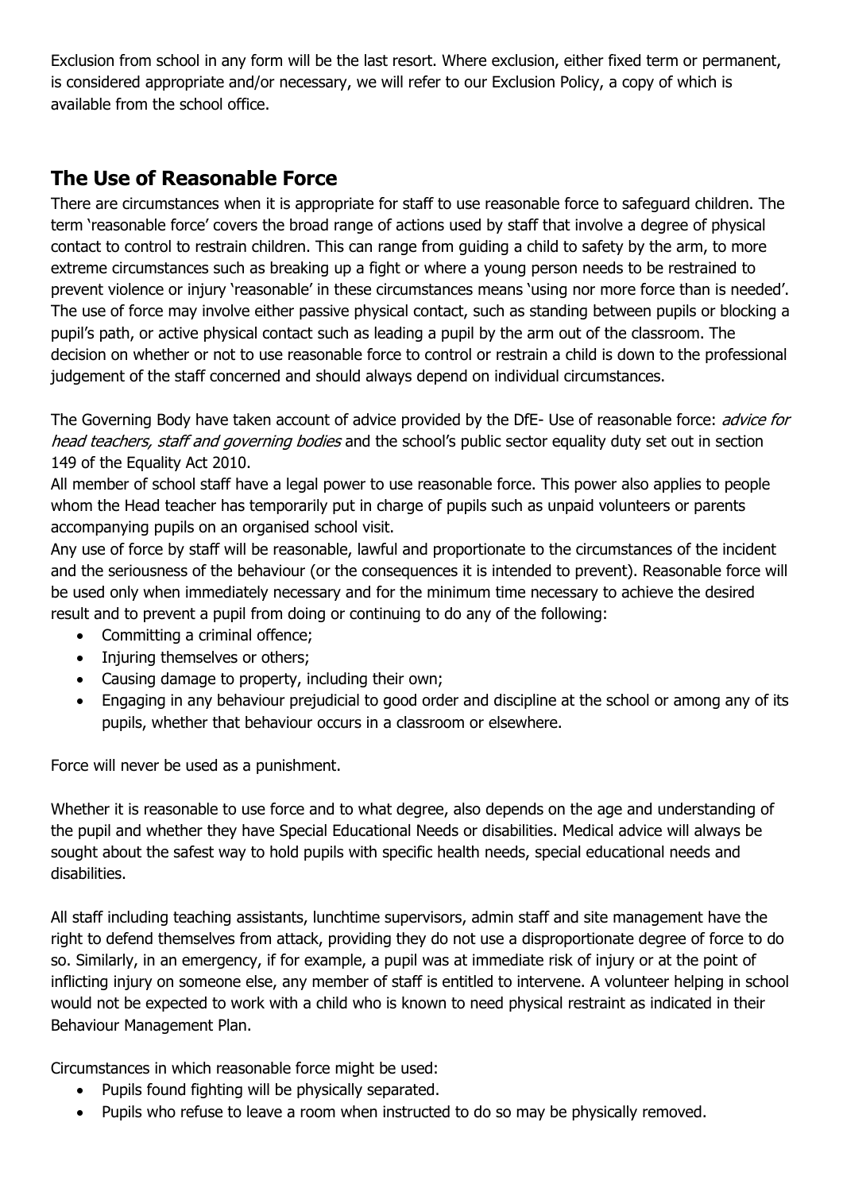Exclusion from school in any form will be the last resort. Where exclusion, either fixed term or permanent, is considered appropriate and/or necessary, we will refer to our Exclusion Policy, a copy of which is available from the school office.

## The Use of Reasonable Force

There are circumstances when it is appropriate for staff to use reasonable force to safeguard children. The term 'reasonable force' covers the broad range of actions used by staff that involve a degree of physical contact to control to restrain children. This can range from guiding a child to safety by the arm, to more extreme circumstances such as breaking up a fight or where a young person needs to be restrained to prevent violence or injury 'reasonable' in these circumstances means 'using nor more force than is needed'. The use of force may involve either passive physical contact, such as standing between pupils or blocking a pupil's path, or active physical contact such as leading a pupil by the arm out of the classroom. The decision on whether or not to use reasonable force to control or restrain a child is down to the professional judgement of the staff concerned and should always depend on individual circumstances.

The Governing Body have taken account of advice provided by the DfE- Use of reasonable force: *advice for head teachers, staff and governing bodies* and the school's public sector equality duty set out in section 149 of the Equality Act 2010.

All member of school staff have a legal power to use reasonable force. This power also applies to people whom the Head teacher has temporarily put in charge of pupils such as unpaid volunteers or parents accompanying pupils on an organised school visit.

Any use of force by staff will be reasonable, lawful and proportionate to the circumstances of the incident and the seriousness of the behaviour (or the consequences it is intended to prevent). Reasonable force will be used only when immediately necessary and for the minimum time necessary to achieve the desired result and to prevent a pupil from doing or continuing to do any of the following:

- Committing a criminal offence;
- Injuring themselves or others;
- Causing damage to property, including their own;
- Engaging in any behaviour prejudicial to good order and discipline at the school or among any of its pupils, whether that behaviour occurs in a classroom or elsewhere.

Force will never be used as a punishment.

Whether it is reasonable to use force and to what degree, also depends on the age and understanding of the pupil and whether they have Special Educational Needs or disabilities. Medical advice will always be sought about the safest way to hold pupils with specific health needs, special educational needs and disabilities.

All staff including teaching assistants, lunchtime supervisors, admin staff and site management have the right to defend themselves from attack, providing they do not use a disproportionate degree of force to do so. Similarly, in an emergency, if for example, a pupil was at immediate risk of injury or at the point of inflicting injury on someone else, any member of staff is entitled to intervene. A volunteer helping in school would not be expected to work with a child who is known to need physical restraint as indicated in their Behaviour Management Plan.

Circumstances in which reasonable force might be used:

- Pupils found fighting will be physically separated.
- Pupils who refuse to leave a room when instructed to do so may be physically removed.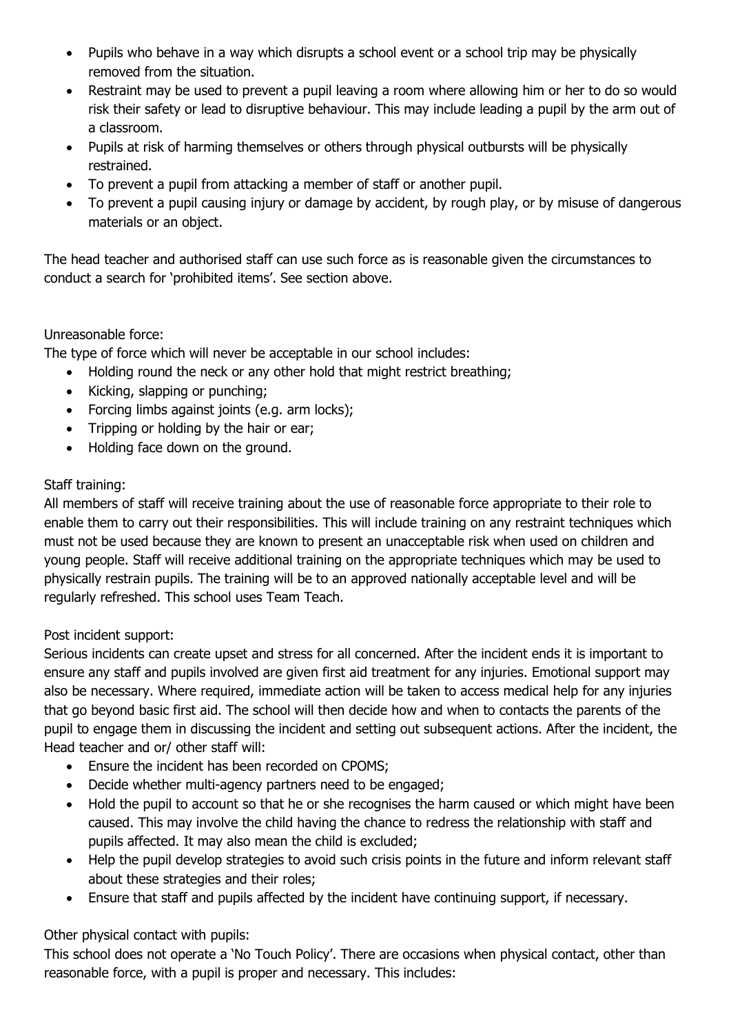- Pupils who behave in a way which disrupts a school event or a school trip may be physically removed from the situation.
- Restraint may be used to prevent a pupil leaving a room where allowing him or her to do so would risk their safety or lead to disruptive behaviour. This may include leading a pupil by the arm out of a classroom.
- Pupils at risk of harming themselves or others through physical outbursts will be physically restrained.
- To prevent a pupil from attacking a member of staff or another pupil.
- To prevent a pupil causing injury or damage by accident, by rough play, or by misuse of dangerous materials or an object.

The head teacher and authorised staff can use such force as is reasonable given the circumstances to conduct a search for 'prohibited items'. See section above.

Unreasonable force:

The type of force which will never be acceptable in our school includes:

- Holding round the neck or any other hold that might restrict breathing;
- Kicking, slapping or punching;
- Forcing limbs against joints (e.g. arm locks);
- Tripping or holding by the hair or ear;
- Holding face down on the ground.

Staff training:

All members of staff will receive training about the use of reasonable force appropriate to their role to enable them to carry out their responsibilities. This will include training on any restraint techniques which must not be used because they are known to present an unacceptable risk when used on children and young people. Staff will receive additional training on the appropriate techniques which may be used to physically restrain pupils. The training will be to an approved nationally acceptable level and will be regularly refreshed. This school uses Team Teach.

Post incident support:

Serious incidents can create upset and stress for all concerned. After the incident ends it is important to ensure any staff and pupils involved are given first aid treatment for any injuries. Emotional support may also be necessary. Where required, immediate action will be taken to access medical help for any injuries that go beyond basic first aid. The school will then decide how and when to contacts the parents of the pupil to engage them in discussing the incident and setting out subsequent actions. After the incident, the Head teacher and or/ other staff will:

- Ensure the incident has been recorded on CPOMS;
- Decide whether multi-agency partners need to be engaged;
- Hold the pupil to account so that he or she recognises the harm caused or which might have been caused. This may involve the child having the chance to redress the relationship with staff and pupils affected. It may also mean the child is excluded;
- Help the pupil develop strategies to avoid such crisis points in the future and inform relevant staff about these strategies and their roles;
- Ensure that staff and pupils affected by the incident have continuing support, if necessary.

Other physical contact with pupils:

This school does not operate a 'No Touch Policy'. There are occasions when physical contact, other than reasonable force, with a pupil is proper and necessary. This includes: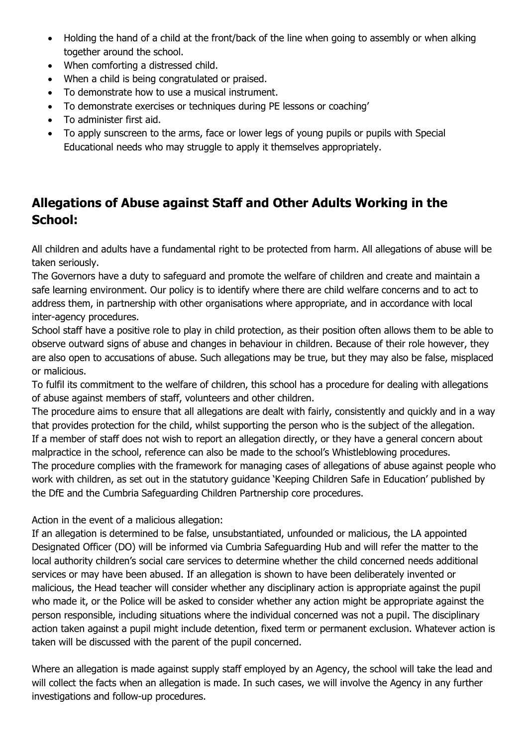- Holding the hand of a child at the front/back of the line when going to assembly or when alking together around the school.
- When comforting a distressed child.
- When a child is being congratulated or praised.
- To demonstrate how to use a musical instrument.
- To demonstrate exercises or techniques during PE lessons or coaching'
- To administer first aid.
- To apply sunscreen to the arms, face or lower legs of young pupils or pupils with Special Educational needs who may struggle to apply it themselves appropriately.

## Allegations of Abuse against Staff and Other Adults Working in the School:

All children and adults have a fundamental right to be protected from harm. All allegations of abuse will be taken seriously.
The Governors have a duty to safeguard and promote the welfare of children and create and maintain a safe learning environment. Our policy is to identify where there are child welfare concerns and to act to address them, in partnership with other organisations where appropriate, and in accordance with local inter-agency procedures.
School staff have a positive role to play in child protection, as their position often allows them to be able to observe outward signs of abuse and changes in behaviour in children. Because of their role however, they are also open to accusations of abuse. Such allegations may be true, but they may also be false, misplaced or malicious.
To fulfil its commitment to the welfare of children, this school has a procedure for dealing with allegations of abuse against members of staff, volunteers and other children.
The procedure aims to ensure that all allegations are dealt with fairly, consistently and quickly and in a way that provides protection for the child, whilst supporting the person who is the subject of the allegation.
If a member of staff does not wish to report an allegation directly, or they have a general concern about malpractice in the school, reference can also be made to the school's Whistleblowing procedures.
The procedure complies with the framework for managing cases of allegations of abuse against people who work with children, as set out in the statutory guidance 'Keeping Children Safe in Education' published by the DfE and the Cumbria Safeguarding Children Partnership core procedures.

Action in the event of a malicious allegation:
If an allegation is determined to be false, unsubstantiated, unfounded or malicious, the LA appointed Designated Officer (DO) will be informed via Cumbria Safeguarding Hub and will refer the matter to the local authority children's social care services to determine whether the child concerned needs additional services or may have been abused. If an allegation is shown to have been deliberately invented or malicious, the Head teacher will consider whether any disciplinary action is appropriate against the pupil who made it, or the Police will be asked to consider whether any action might be appropriate against the person responsible, including situations where the individual concerned was not a pupil. The disciplinary action taken against a pupil might include detention, fixed term or permanent exclusion. Whatever action is taken will be discussed with the parent of the pupil concerned.

Where an allegation is made against supply staff employed by an Agency, the school will take the lead and will collect the facts when an allegation is made. In such cases, we will involve the Agency in any further investigations and follow-up procedures.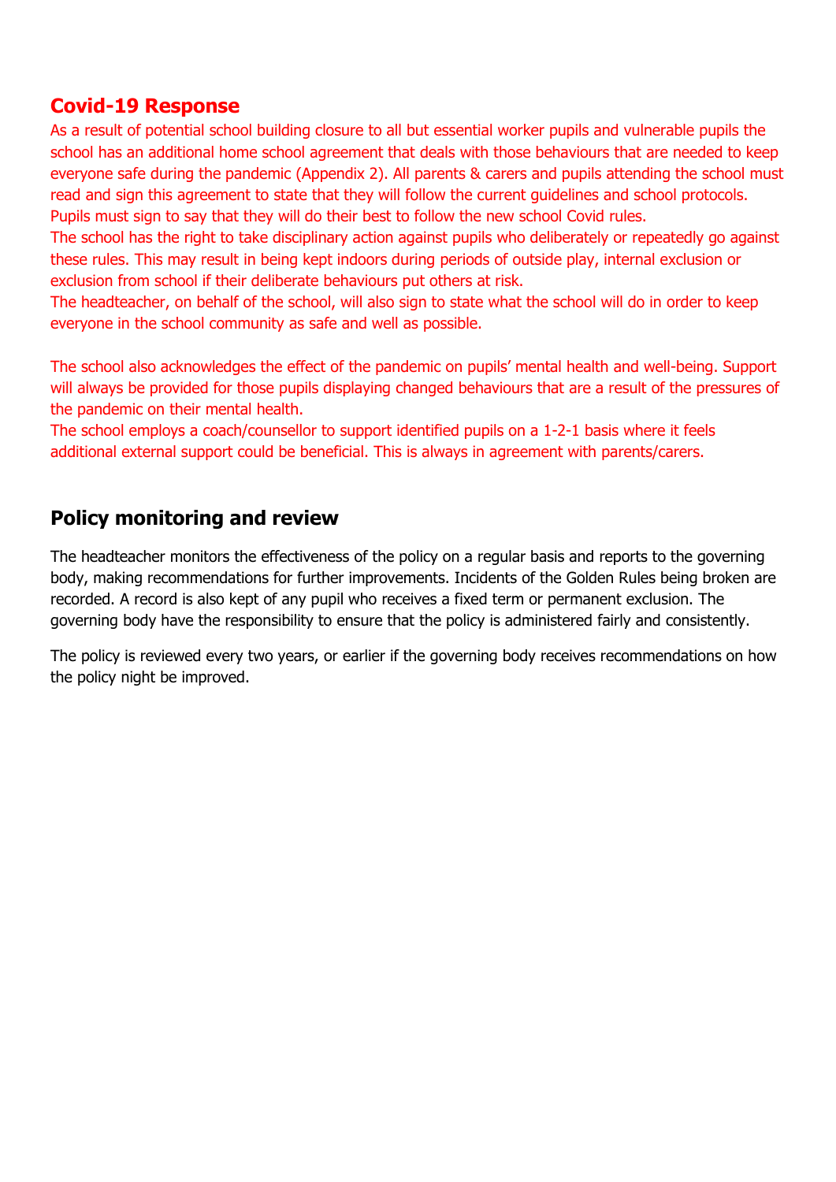## Covid-19 Response

As a result of potential school building closure to all but essential worker pupils and vulnerable pupils the school has an additional home school agreement that deals with those behaviours that are needed to keep everyone safe during the pandemic (Appendix 2). All parents & carers and pupils attending the school must read and sign this agreement to state that they will follow the current guidelines and school protocols. Pupils must sign to say that they will do their best to follow the new school Covid rules.

The school has the right to take disciplinary action against pupils who deliberately or repeatedly go against these rules. This may result in being kept indoors during periods of outside play, internal exclusion or exclusion from school if their deliberate behaviours put others at risk.

The headteacher, on behalf of the school, will also sign to state what the school will do in order to keep everyone in the school community as safe and well as possible.

The school also acknowledges the effect of the pandemic on pupils' mental health and well-being. Support will always be provided for those pupils displaying changed behaviours that are a result of the pressures of the pandemic on their mental health.

The school employs a coach/counsellor to support identified pupils on a 1-2-1 basis where it feels additional external support could be beneficial. This is always in agreement with parents/carers.

## Policy monitoring and review

The headteacher monitors the effectiveness of the policy on a regular basis and reports to the governing body, making recommendations for further improvements. Incidents of the Golden Rules being broken are recorded. A record is also kept of any pupil who receives a fixed term or permanent exclusion. The governing body have the responsibility to ensure that the policy is administered fairly and consistently.

The policy is reviewed every two years, or earlier if the governing body receives recommendations on how the policy night be improved.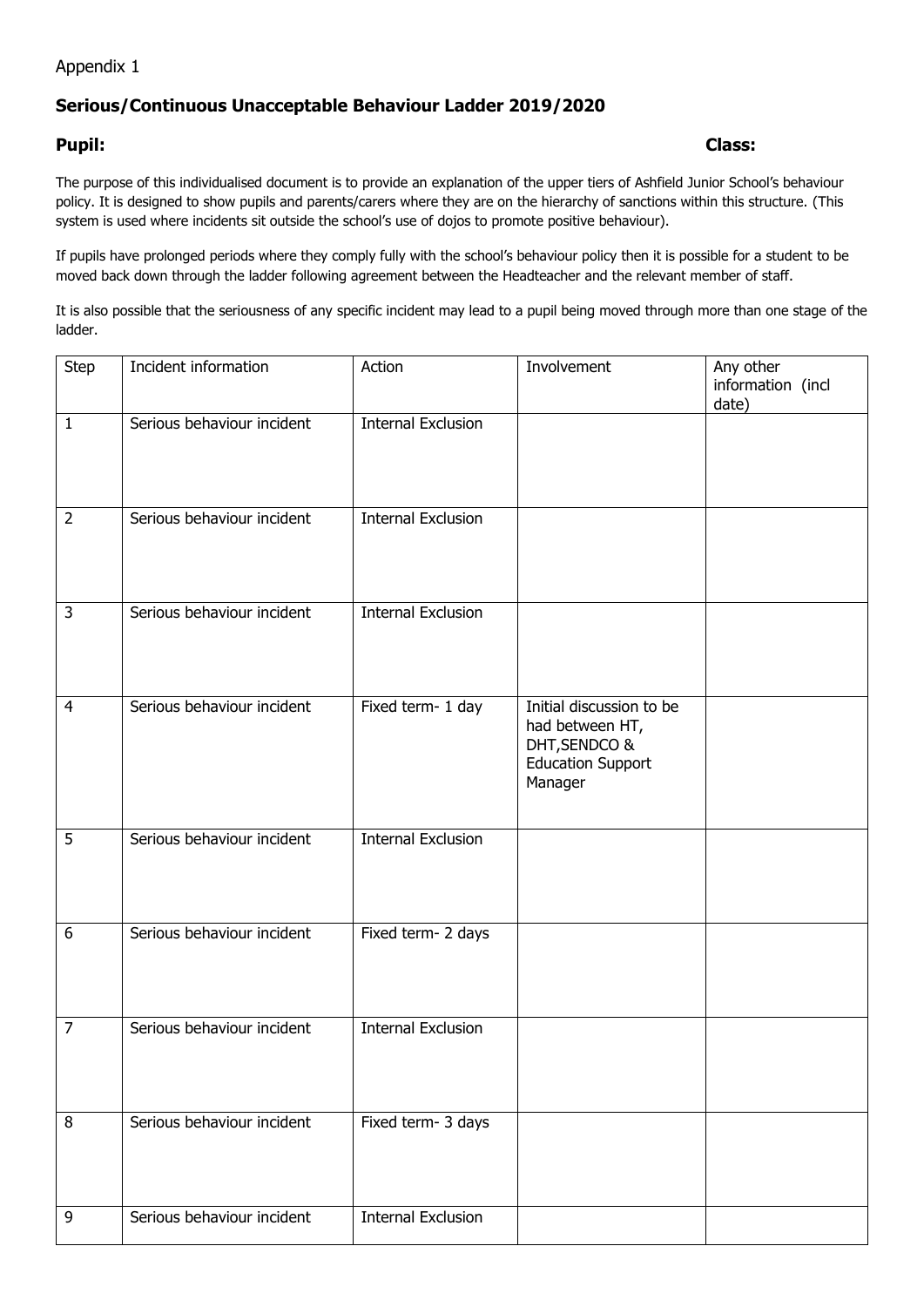Appendix 1

## Serious/Continuous Unacceptable Behaviour Ladder 2019/2020

**Pupil:** **Class:**

The purpose of this individualised document is to provide an explanation of the upper tiers of Ashfield Junior School's behaviour policy. It is designed to show pupils and parents/carers where they are on the hierarchy of sanctions within this structure. (This system is used where incidents sit outside the school's use of dojos to promote positive behaviour).

If pupils have prolonged periods where they comply fully with the school's behaviour policy then it is possible for a student to be moved back down through the ladder following agreement between the Headteacher and the relevant member of staff.

It is also possible that the seriousness of any specific incident may lead to a pupil being moved through more than one stage of the ladder.

| Step | Incident information | Action | Involvement | Any other information (incl date) |
|---|---|---|---|---|
| 1 | Serious behaviour incident | Internal Exclusion | | |
| 2 | Serious behaviour incident | Internal Exclusion | | |
| 3 | Serious behaviour incident | Internal Exclusion | | |
| 4 | Serious behaviour incident | Fixed term- 1 day | Initial discussion to be had between HT, DHT,SENDCO & Education Support Manager | |
| 5 | Serious behaviour incident | Internal Exclusion | | |
| 6 | Serious behaviour incident | Fixed term- 2 days | | |
| 7 | Serious behaviour incident | Internal Exclusion | | |
| 8 | Serious behaviour incident | Fixed term- 3 days | | |
| 9 | Serious behaviour incident | Internal Exclusion | | |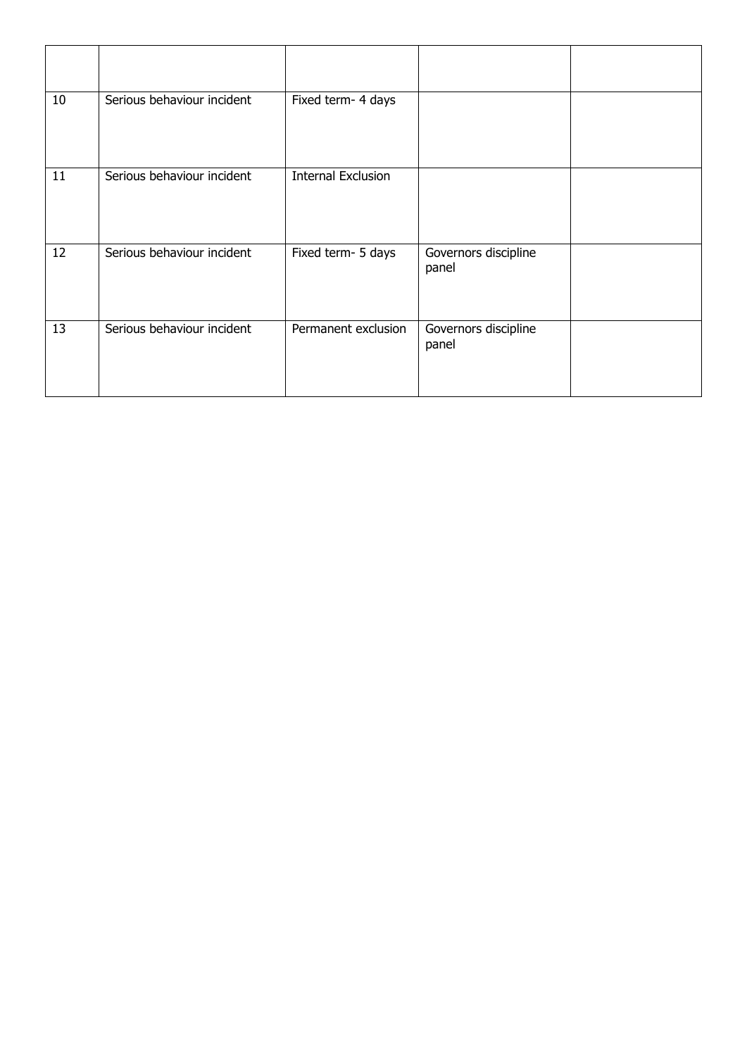| | | | | |
|---|---|---|---|---|
| | | | | |
| 10 | Serious behaviour incident | Fixed term- 4 days | | |
| 11 | Serious behaviour incident | Internal Exclusion | | |
| 12 | Serious behaviour incident | Fixed term- 5 days | Governors discipline panel | |
| 13 | Serious behaviour incident | Permanent exclusion | Governors discipline panel | |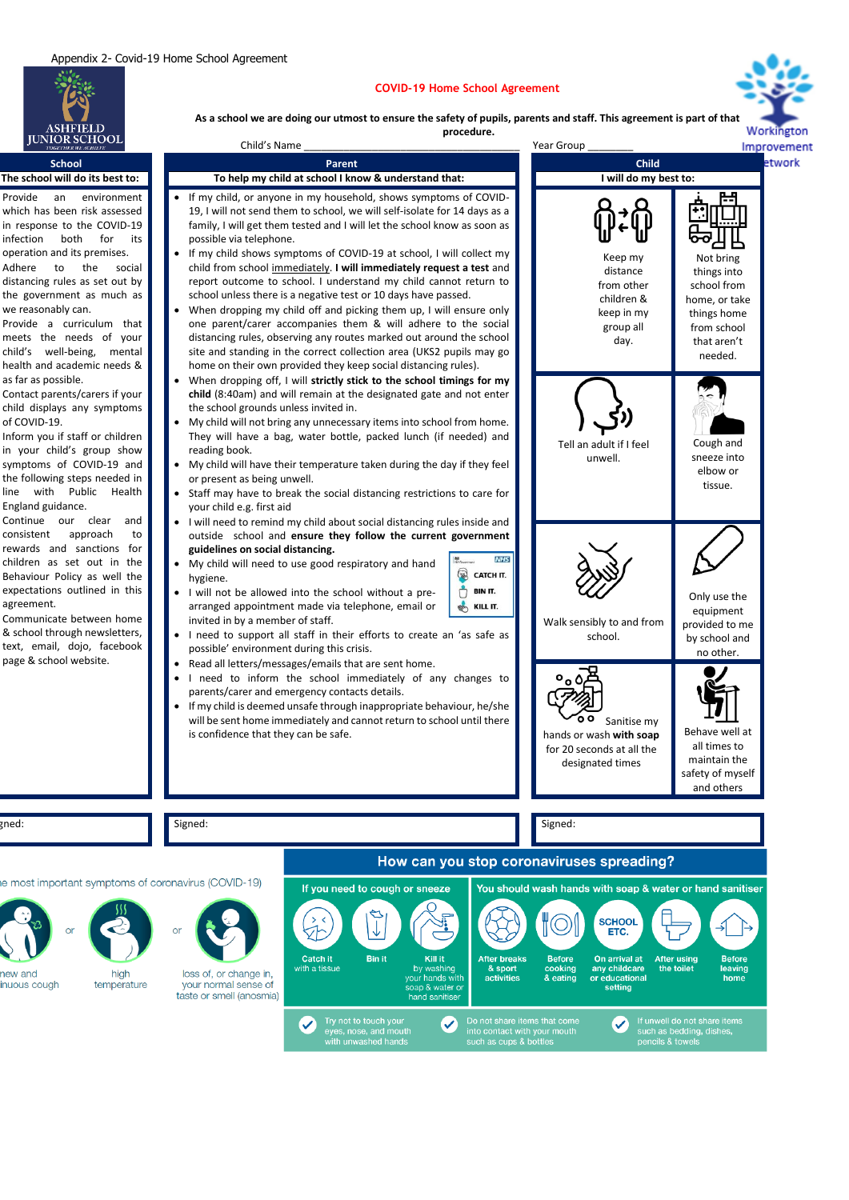Appendix 2- Covid-19 Home School Agreement

ASHFIELD JUNIOR SCHOOL

Workington Improvement Network

## COVID-19 Home School Agreement

**As a school we are doing our utmost to ensure the safety of pupils, parents and staff. This agreement is part of that procedure.**

Child's Name ______________________________ Year Group ________

| School | Parent | Child | |
|---|---|---|---|
| **The school will do its best to:** | **To help my child at school I know & understand that:** | **I will do my best to:** | |
| Provide an environment which has been risk assessed in response to the COVID-19 infection both for its operation and its premises.<br>Adhere to the social distancing rules as set out by the government as much as we reasonably can.<br>Provide a curriculum that meets the needs of your child's well-being, mental health and academic needs & as far as possible.<br>Contact parents/carers if your child displays any symptoms of COVID-19.<br>Inform you if staff or children in your child's group show symptoms of COVID-19 and the following steps needed in line with Public Health England guidance.<br>Continue our clear and consistent approach to rewards and sanctions for children as set out in the Behaviour Policy as well the expectations outlined in this agreement.<br>Communicate between home & school through newsletters, text, email, dojo, facebook page & school website. | • If my child, or anyone in my household, shows symptoms of COVID-19, I will not send them to school, we will self-isolate for 14 days as a family, I will get them tested and I will let the school know as soon as possible via telephone.<br>• If my child shows symptoms of COVID-19 at school, I will collect my child from school immediately. **I will immediately request a test** and report outcome to school. I understand my child cannot return to school unless there is a negative test or 10 days have passed.<br>• When dropping my child off and picking them up, I will ensure only one parent/carer accompanies them & will adhere to the social distancing rules, observing any routes marked out around the school site and standing in the correct collection area (UKS2 pupils may go home on their own provided they keep social distancing rules).<br>• When dropping off, I will **strictly stick to the school timings for my child** (8:40am) and will remain at the designated gate and not enter the school grounds unless invited in.<br>• My child will not bring any unnecessary items into school from home. They will have a bag, water bottle, packed lunch (if needed) and reading book.<br>• My child will have their temperature taken during the day if they feel or present as being unwell.<br>• Staff may have to break the social distancing restrictions to care for your child e.g. first aid<br>• I will need to remind my child about social distancing rules inside and outside school and **ensure they follow the current government guidelines on social distancing.**<br>• My child will need to use good respiratory and hand hygiene. (NHS: CATCH IT. BIN IT. KILL IT.)<br>• I will not be allowed into the school without a pre-arranged appointment made via telephone, email or invited in by a member of staff.<br>• I need to support all staff in their efforts to create an 'as safe as possible' environment during this crisis.<br>• Read all letters/messages/emails that are sent home.<br>• I need to inform the school immediately of any changes to parents/carer and emergency contacts details.<br>• If my child is deemed unsafe through inappropriate behaviour, he/she will be sent home immediately and cannot return to school until there is confidence that they can be safe. | Keep my distance from other children & keep in my group all day.<br><br>Tell an adult if I feel unwell.<br><br>Walk sensibly to and from school.<br><br>Sanitise my hands or wash **with soap** for 20 seconds at all the designated times | Not bring things into school from home, or take things home from school that aren't needed.<br><br>Cough and sneeze into elbow or tissue.<br><br>Only use the equipment provided to me by school and no other.<br><br>Behave well at all times to maintain the safety of myself and others |
| Signed: | Signed: | Signed: | |

The most important symptoms of coronavirus (COVID-19)

new and continuous cough — or — high temperature — or — loss of, or change in, your normal sense of taste or smell (anosmia)

### How can you stop coronaviruses spreading?

**If you need to cough or sneeze**

Catch it with a tissue — Bin it — Kill it by washing your hands with soap & water or hand sanitiser

**You should wash hands with soap & water or hand sanitiser**

After breaks & sport activities — Before cooking & eating — On arrival at any childcare or educational setting — After using the toilet — Before leaving home

Try not to touch your eyes, nose, and mouth with unwashed hands

Do not share items that come into contact with your mouth such as cups & bottles

If unwell do not share items such as bedding, dishes, pencils & towels